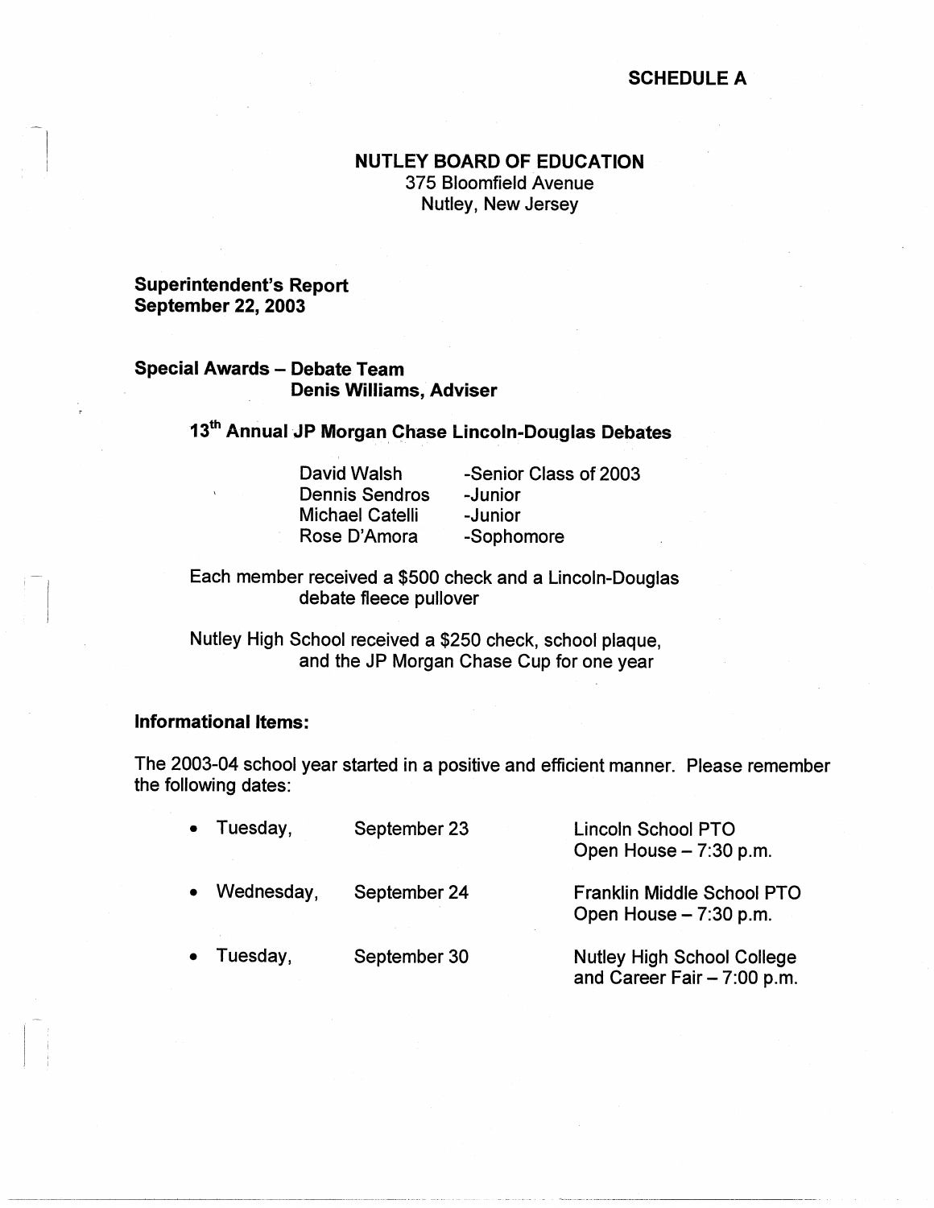**SCHEDULE A**

# NUTLEY BOARD OF EDUCATION

375 Bloomfield Avenue
Nutley, New Jersey

**Superintendent's Report**
**September 22, 2003**

## Special Awards – Debate Team
**Denis Williams, Adviser**

### 13th Annual JP Morgan Chase Lincoln-Douglas Debates

| | |
|---|---|
| David Walsh | -Senior Class of 2003 |
| Dennis Sendros | -Junior |
| Michael Catelli | -Junior |
| Rose D'Amora | -Sophomore |

Each member received a $500 check and a Lincoln-Douglas debate fleece pullover

Nutley High School received a $250 check, school plaque, and the JP Morgan Chase Cup for one year

**Informational Items:**

The 2003-04 school year started in a positive and efficient manner. Please remember the following dates:

- Tuesday, September 23 — Lincoln School PTO Open House – 7:30 p.m.
- Wednesday, September 24 — Franklin Middle School PTO Open House – 7:30 p.m.
- Tuesday, September 30 — Nutley High School College and Career Fair – 7:00 p.m.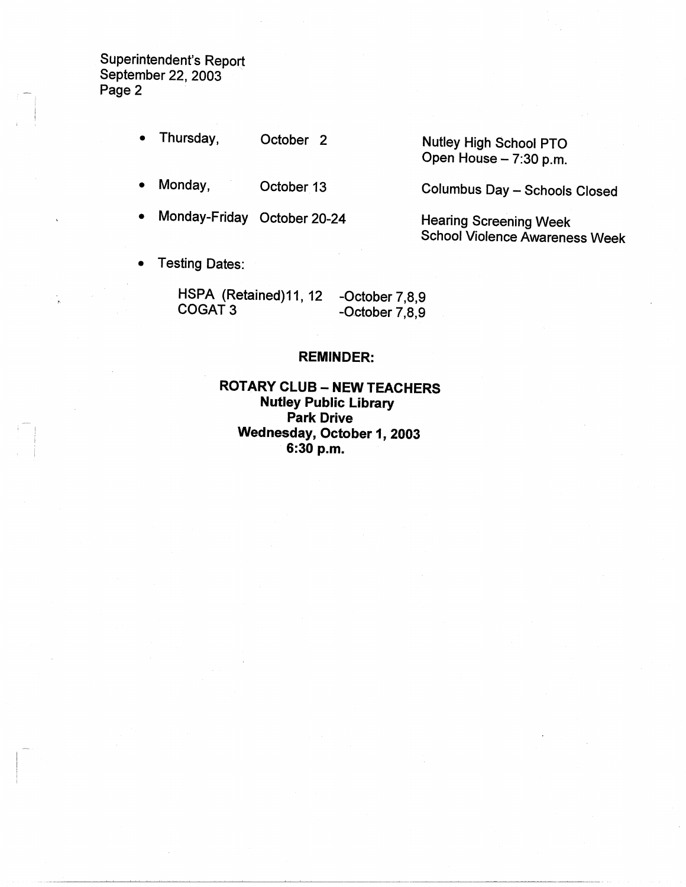Superintendent's Report
September 22, 2003
Page 2

- Thursday, October 2 — Nutley High School PTO Open House – 7:30 p.m.
- Monday, October 13 — Columbus Day – Schools Closed
- Monday-Friday October 20-24 — Hearing Screening Week; School Violence Awareness Week
- Testing Dates:

  HSPA (Retained)11, 12 -October 7,8,9
  COGAT 3 -October 7,8,9

**REMINDER:**

**ROTARY CLUB – NEW TEACHERS**
**Nutley Public Library**
**Park Drive**
**Wednesday, October 1, 2003**
**6:30 p.m.**